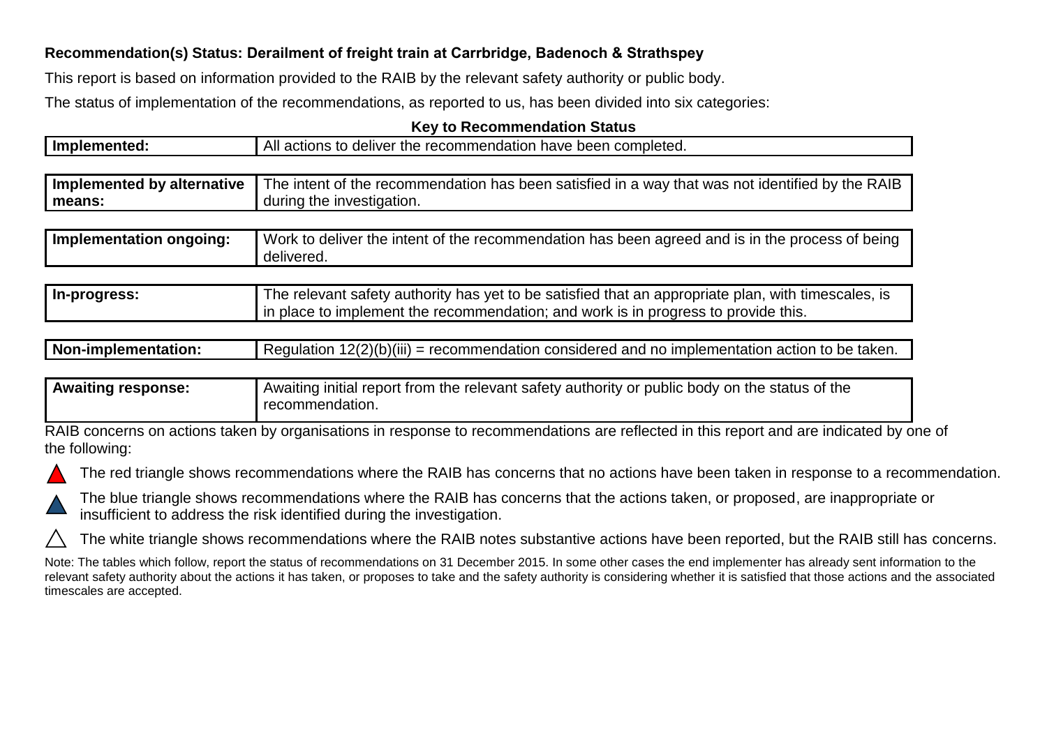**Recommendation(s) Status: Derailment of freight train at Carrbridge, Badenoch & Strathspey**

This report is based on information provided to the RAIB by the relevant safety authority or public body.

The status of implementation of the recommendations, as reported to us, has been divided into six categories:

**Key to Recommendation Status**

| | |
|---|---|
| **Implemented:** | All actions to deliver the recommendation have been completed. |
| **Implemented by alternative means:** | The intent of the recommendation has been satisfied in a way that was not identified by the RAIB during the investigation. |
| **Implementation ongoing:** | Work to deliver the intent of the recommendation has been agreed and is in the process of being delivered. |
| **In-progress:** | The relevant safety authority has yet to be satisfied that an appropriate plan, with timescales, is in place to implement the recommendation; and work is in progress to provide this. |
| **Non-implementation:** | Regulation 12(2)(b)(iii) = recommendation considered and no implementation action to be taken. |
| **Awaiting response:** | Awaiting initial report from the relevant safety authority or public body on the status of the recommendation. |

RAIB concerns on actions taken by organisations in response to recommendations are reflected in this report and are indicated by one of the following:

- ▲ (red) The red triangle shows recommendations where the RAIB has concerns that no actions have been taken in response to a recommendation.
- ▲ (blue) The blue triangle shows recommendations where the RAIB has concerns that the actions taken, or proposed, are inappropriate or insufficient to address the risk identified during the investigation.
- △ (white) The white triangle shows recommendations where the RAIB notes substantive actions have been reported, but the RAIB still has concerns.

Note: The tables which follow, report the status of recommendations on 31 December 2015. In some other cases the end implementer has already sent information to the relevant safety authority about the actions it has taken, or proposes to take and the safety authority is considering whether it is satisfied that those actions and the associated timescales are accepted.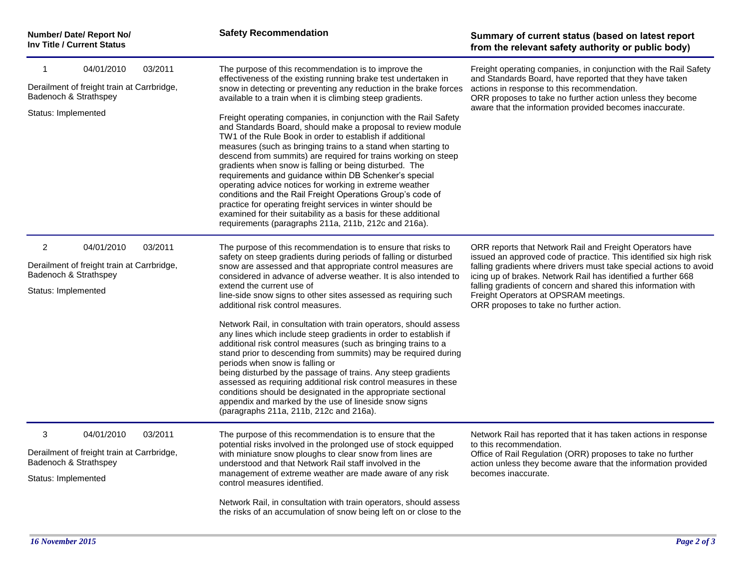| Number/ Date/ Report No/ Inv Title / Current Status | Safety Recommendation | Summary of current status (based on latest report from the relevant safety authority or public body) |
| --- | --- | --- |
| 1 04/01/2010 03/2011<br><br>Derailment of freight train at Carrbridge, Badenoch & Strathspey<br><br>Status: Implemented | The purpose of this recommendation is to improve the effectiveness of the existing running brake test undertaken in snow in detecting or preventing any reduction in the brake forces available to a train when it is climbing steep gradients.<br><br>Freight operating companies, in conjunction with the Rail Safety and Standards Board, should make a proposal to review module TW1 of the Rule Book in order to establish if additional measures (such as bringing trains to a stand when starting to descend from summits) are required for trains working on steep gradients when snow is falling or being disturbed. The requirements and guidance within DB Schenker's special operating advice notices for working in extreme weather conditions and the Rail Freight Operations Group's code of practice for operating freight services in winter should be examined for their suitability as a basis for these additional requirements (paragraphs 211a, 211b, 212c and 216a). | Freight operating companies, in conjunction with the Rail Safety and Standards Board, have reported that they have taken actions in response to this recommendation.<br>ORR proposes to take no further action unless they become aware that the information provided becomes inaccurate. |
| 2 04/01/2010 03/2011<br><br>Derailment of freight train at Carrbridge, Badenoch & Strathspey<br><br>Status: Implemented | The purpose of this recommendation is to ensure that risks to safety on steep gradients during periods of falling or disturbed snow are assessed and that appropriate control measures are considered in advance of adverse weather. It is also intended to extend the current use of line-side snow signs to other sites assessed as requiring such additional risk control measures.<br><br>Network Rail, in consultation with train operators, should assess any lines which include steep gradients in order to establish if additional risk control measures (such as bringing trains to a stand prior to descending from summits) may be required during periods when snow is falling or being disturbed by the passage of trains. Any steep gradients assessed as requiring additional risk control measures in these conditions should be designated in the appropriate sectional appendix and marked by the use of lineside snow signs (paragraphs 211a, 211b, 212c and 216a). | ORR reports that Network Rail and Freight Operators have issued an approved code of practice. This identified six high risk falling gradients where drivers must take special actions to avoid icing up of brakes. Network Rail has identified a further 668 falling gradients of concern and shared this information with Freight Operators at OPSRAM meetings.<br>ORR proposes to take no further action. |
| 3 04/01/2010 03/2011<br><br>Derailment of freight train at Carrbridge, Badenoch & Strathspey<br><br>Status: Implemented | The purpose of this recommendation is to ensure that the potential risks involved in the prolonged use of stock equipped with miniature snow ploughs to clear snow from lines are understood and that Network Rail staff involved in the management of extreme weather are made aware of any risk control measures identified.<br><br>Network Rail, in consultation with train operators, should assess the risks of an accumulation of snow being left on or close to the | Network Rail has reported that it has taken actions in response to this recommendation.<br>Office of Rail Regulation (ORR) proposes to take no further action unless they become aware that the information provided becomes inaccurate. |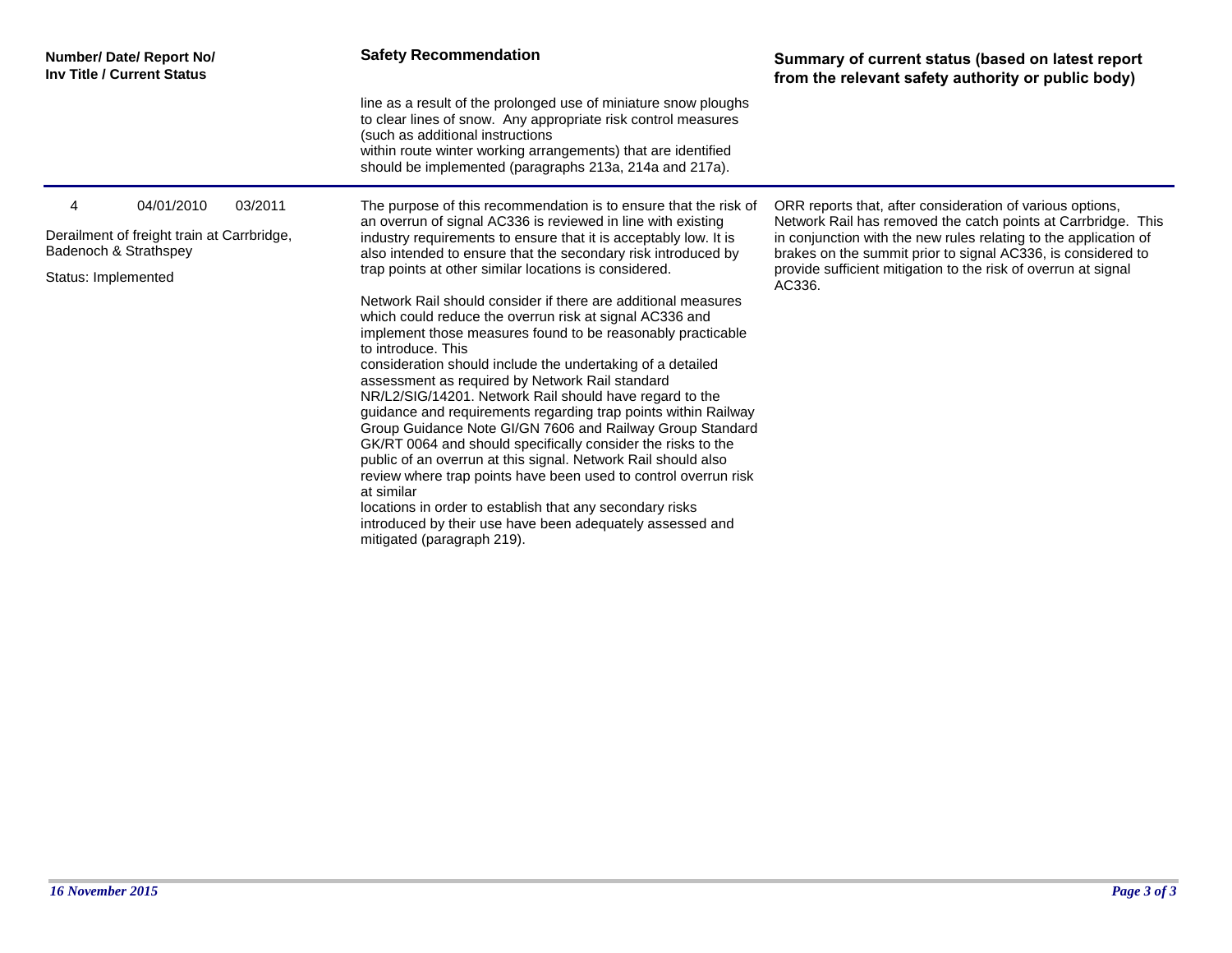| Number/ Date/ Report No/ Inv Title / Current Status | Safety Recommendation | Summary of current status (based on latest report from the relevant safety authority or public body) |
| --- | --- | --- |
| | line as a result of the prolonged use of miniature snow ploughs to clear lines of snow. Any appropriate risk control measures (such as additional instructions within route winter working arrangements) that are identified should be implemented (paragraphs 213a, 214a and 217a). | |
| 4 04/01/2010 03/2011<br><br>Derailment of freight train at Carrbridge, Badenoch & Strathspey<br><br>Status: Implemented | The purpose of this recommendation is to ensure that the risk of an overrun of signal AC336 is reviewed in line with existing industry requirements to ensure that it is acceptably low. It is also intended to ensure that the secondary risk introduced by trap points at other similar locations is considered.<br><br>Network Rail should consider if there are additional measures which could reduce the overrun risk at signal AC336 and implement those measures found to be reasonably practicable to introduce. This consideration should include the undertaking of a detailed assessment as required by Network Rail standard NR/L2/SIG/14201. Network Rail should have regard to the guidance and requirements regarding trap points within Railway Group Guidance Note GI/GN 7606 and Railway Group Standard GK/RT 0064 and should specifically consider the risks to the public of an overrun at this signal. Network Rail should also review where trap points have been used to control overrun risk at similar locations in order to establish that any secondary risks introduced by their use have been adequately assessed and mitigated (paragraph 219). | ORR reports that, after consideration of various options, Network Rail has removed the catch points at Carrbridge. This in conjunction with the new rules relating to the application of brakes on the summit prior to signal AC336, is considered to provide sufficient mitigation to the risk of overrun at signal AC336. |